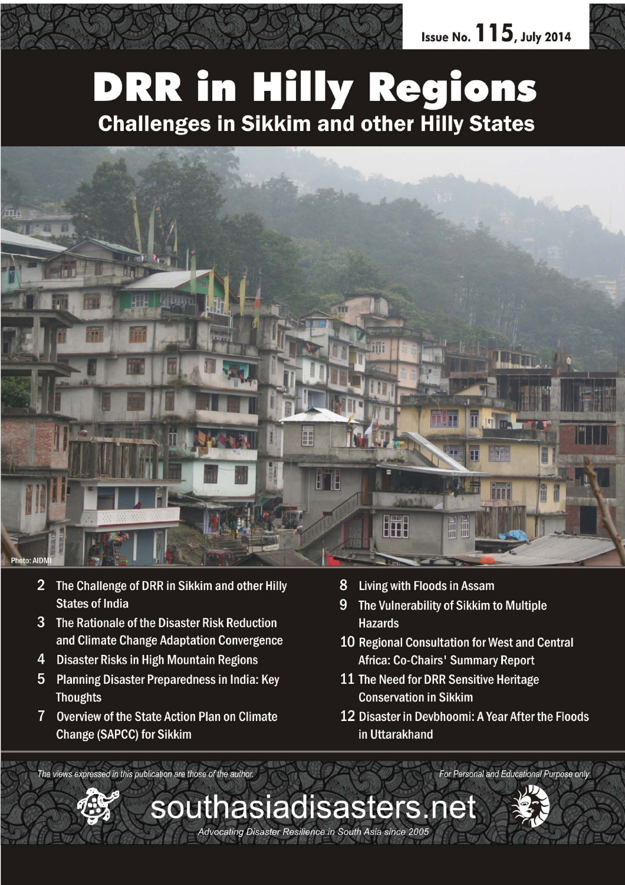Issue No. 115, July 2014

# DRR in Hilly Regions

## Challenges in Sikkim and other Hilly States

Photo: AIDMI

- 2 The Challenge of DRR in Sikkim and other Hilly States of India
- 3 The Rationale of the Disaster Risk Reduction and Climate Change Adaptation Convergence
- 4 Disaster Risks in High Mountain Regions
- 5 Planning Disaster Preparedness in India: Key Thoughts
- 7 Overview of the State Action Plan on Climate Change (SAPCC) for Sikkim
- 8 Living with Floods in Assam
- 9 The Vulnerability of Sikkim to Multiple Hazards
- 10 Regional Consultation for West and Central Africa: Co-Chairs' Summary Report
- 11 The Need for DRR Sensitive Heritage Conservation in Sikkim
- 12 Disaster in Devbhoomi: A Year After the Floods in Uttarakhand

*The views expressed in this publication are those of the author.*

*For Personal and Educational Purpose only*

southasiadisasters.net

*Advocating Disaster Resilience in South Asia since 2005*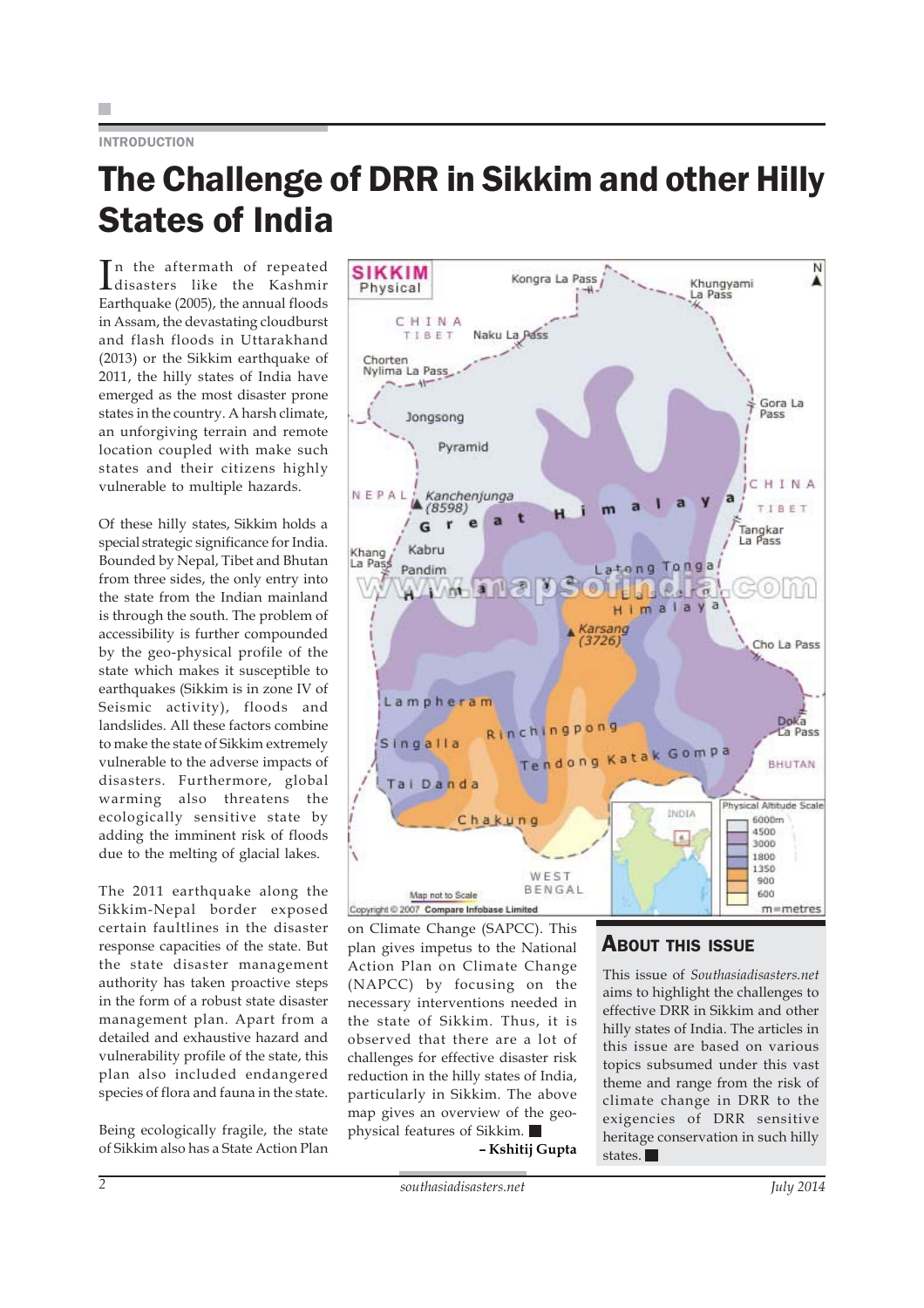INTRODUCTION

# The Challenge of DRR in Sikkim and other Hilly States of India

In the aftermath of repeated disasters like the Kashmir Earthquake (2005), the annual floods in Assam, the devastating cloudburst and flash floods in Uttarakhand (2013) or the Sikkim earthquake of 2011, the hilly states of India have emerged as the most disaster prone states in the country. A harsh climate, an unforgiving terrain and remote location coupled with make such states and their citizens highly vulnerable to multiple hazards.

Of these hilly states, Sikkim holds a special strategic significance for India. Bounded by Nepal, Tibet and Bhutan from three sides, the only entry into the state from the Indian mainland is through the south. The problem of accessibility is further compounded by the geo-physical profile of the state which makes it susceptible to earthquakes (Sikkim is in zone IV of Seismic activity), floods and landslides. All these factors combine to make the state of Sikkim extremely vulnerable to the adverse impacts of disasters. Furthermore, global warming also threatens the ecologically sensitive state by adding the imminent risk of floods due to the melting of glacial lakes.

The 2011 earthquake along the Sikkim-Nepal border exposed certain faultlines in the disaster response capacities of the state. But the state disaster management authority has taken proactive steps in the form of a robust state disaster management plan. Apart from a detailed and exhaustive hazard and vulnerability profile of the state, this plan also included endangered species of flora and fauna in the state.

Being ecologically fragile, the state of Sikkim also has a State Action Plan on Climate Change (SAPCC). This plan gives impetus to the National Action Plan on Climate Change (NAPCC) by focusing on the necessary interventions needed in the state of Sikkim. Thus, it is observed that there are a lot of challenges for effective disaster risk reduction in the hilly states of India, particularly in Sikkim. The above map gives an overview of the geo-physical features of Sikkim.

**– Kshitij Gupta**

SIKKIM
Physical

Kongra La Pass
Khungyami La Pass
CHINA
TIBET
Naku La Pass
Chorten Nylima La Pass
Jongsong
Pyramid
Gora La Pass
NEPAL
Kanchenjunga (8598)
Great Himalaya
CHINA
TIBET
Tangkar La Pass
Khang La Pass
Kabru
Pandim
Latong Tonga
Himalaya
Karsang (3726)
Cho La Pass
Lampheram
Rinchingpong
Doka La Pass
Singalla
Tendong Katak Gompa
BHUTAN
Tai Danda
Chakung
INDIA
Physical Altitude Scale
6000m
4500
3000
1800
1350
900
600
m = metres
WEST BENGAL
Map not to Scale
Copyright © 2007 Compare Infobase Limited
www.mapsofindia.com

## About this issue

This issue of *Southasiadisasters.net* aims to highlight the challenges to effective DRR in Sikkim and other hilly states of India. The articles in this issue are based on various topics subsumed under this vast theme and range from the risk of climate change in DRR to the exigencies of DRR sensitive heritage conservation in such hilly states.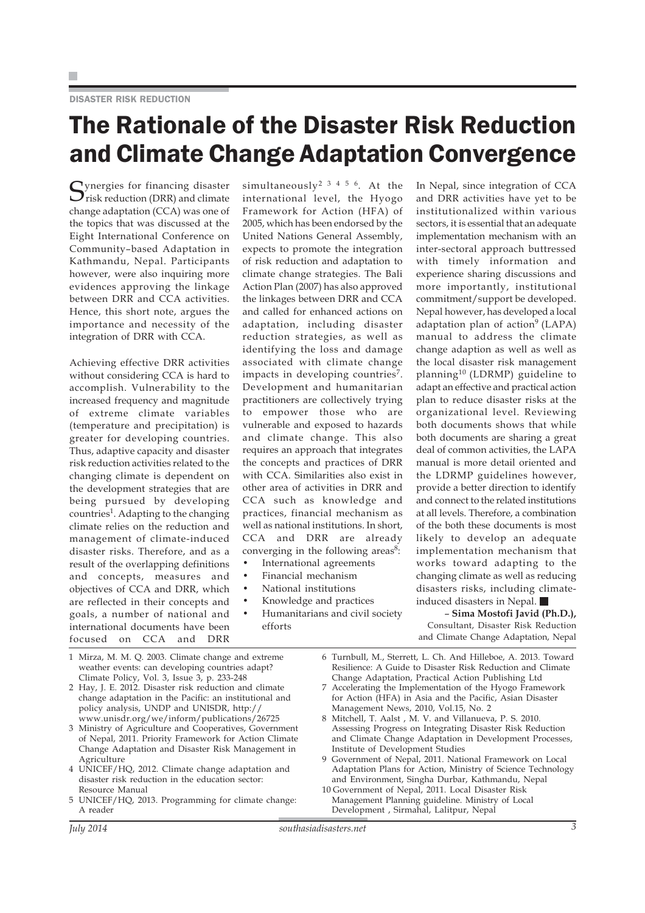DISASTER RISK REDUCTION

# The Rationale of the Disaster Risk Reduction and Climate Change Adaptation Convergence

Synergies for financing disaster risk reduction (DRR) and climate change adaptation (CCA) was one of the topics that was discussed at the Eight International Conference on Community–based Adaptation in Kathmandu, Nepal. Participants however, were also inquiring more evidences approving the linkage between DRR and CCA activities. Hence, this short note, argues the importance and necessity of the integration of DRR with CCA.

Achieving effective DRR activities without considering CCA is hard to accomplish. Vulnerability to the increased frequency and magnitude of extreme climate variables (temperature and precipitation) is greater for developing countries. Thus, adaptive capacity and disaster risk reduction activities related to the changing climate is dependent on the development strategies that are being pursued by developing countries[1]. Adapting to the changing climate relies on the reduction and management of climate-induced disaster risks. Therefore, and as a result of the overlapping definitions and concepts, measures and objectives of CCA and DRR, which are reflected in their concepts and goals, a number of national and international documents have been focused on CCA and DRR simultaneously[2 3 4 5 6]. At the international level, the Hyogo Framework for Action (HFA) of 2005, which has been endorsed by the United Nations General Assembly, expects to promote the integration of risk reduction and adaptation to climate change strategies. The Bali Action Plan (2007) has also approved the linkages between DRR and CCA and called for enhanced actions on adaptation, including disaster reduction strategies, as well as identifying the loss and damage associated with climate change impacts in developing countries[7]. Development and humanitarian practitioners are collectively trying to empower those who are vulnerable and exposed to hazards and climate change. This also requires an approach that integrates the concepts and practices of DRR with CCA. Similarities also exist in other area of activities in DRR and CCA such as knowledge and practices, financial mechanism as well as national institutions. In short, CCA and DRR are already converging in the following areas[8]:

- International agreements
- Financial mechanism
- National institutions
- Knowledge and practices
- Humanitarians and civil society efforts

In Nepal, since integration of CCA and DRR activities have yet to be institutionalized within various sectors, it is essential that an adequate implementation mechanism with an inter-sectoral approach buttressed with timely information and experience sharing discussions and more importantly, institutional commitment/support be developed. Nepal however, has developed a local adaptation plan of action[9] (LAPA) manual to address the climate change adaption as well as well as the local disaster risk management planning[10] (LDRMP) guideline to adapt an effective and practical action plan to reduce disaster risks at the organizational level. Reviewing both documents shows that while both documents are sharing a great deal of common activities, the LAPA manual is more detail oriented and the LDRMP guidelines however, provide a better direction to identify and connect to the related institutions at all levels. Therefore, a combination of the both these documents is most likely to develop an adequate implementation mechanism that works toward adapting to the changing climate as well as reducing disasters risks, including climate-induced disasters in Nepal. ■

**– Sima Mostofi Javid (Ph.D.),**
Consultant, Disaster Risk Reduction and Climate Change Adaptation, Nepal

1 Mirza, M. M. Q. 2003. Climate change and extreme weather events: can developing countries adapt? Climate Policy, Vol. 3, Issue 3, p. 233-248
2 Hay, J. E. 2012. Disaster risk reduction and climate change adaptation in the Pacific: an institutional and policy analysis, UNDP and UNISDR, http://www.unisdr.org/we/inform/publications/26725
3 Ministry of Agriculture and Cooperatives, Government of Nepal, 2011. Priority Framework for Action Climate Change Adaptation and Disaster Risk Management in Agriculture
4 UNICEF/HQ, 2012. Climate change adaptation and disaster risk reduction in the education sector: Resource Manual
5 UNICEF/HQ, 2013. Programming for climate change: A reader
6 Turnbull, M., Sterrett, L. Ch. And Hilleboe, A. 2013. Toward Resilience: A Guide to Disaster Risk Reduction and Climate Change Adaptation, Practical Action Publishing Ltd
7 Accelerating the Implementation of the Hyogo Framework for Action (HFA) in Asia and the Pacific, Asian Disaster Management News, 2010, Vol.15, No. 2
8 Mitchell, T. Aalst , M. V. and Villanueva, P. S. 2010. Assessing Progress on Integrating Disaster Risk Reduction and Climate Change Adaptation in Development Processes, Institute of Development Studies
9 Government of Nepal, 2011. National Framework on Local Adaptation Plans for Action, Ministry of Science Technology and Environment, Singha Durbar, Kathmandu, Nepal
10 Government of Nepal, 2011. Local Disaster Risk Management Planning guideline. Ministry of Local Development , Sirmahal, Lalitpur, Nepal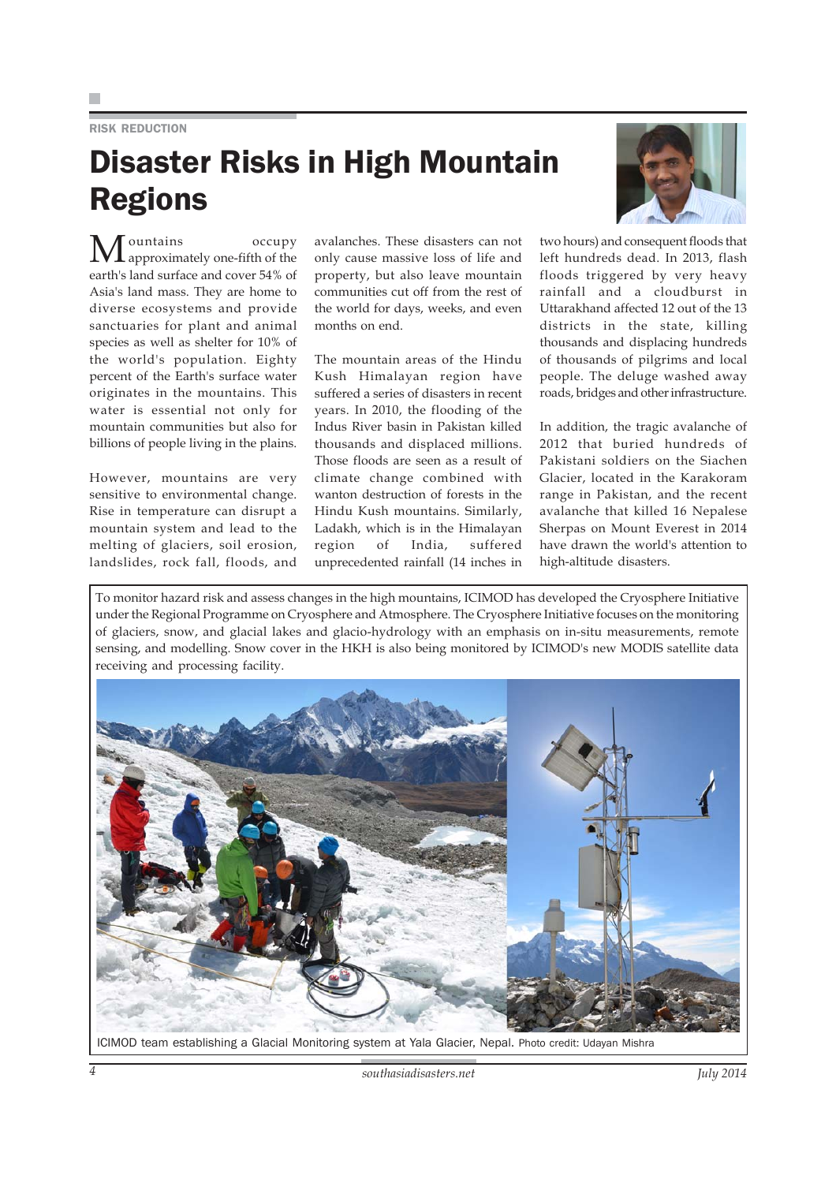RISK REDUCTION

# Disaster Risks in High Mountain Regions

Mountains occupy approximately one-fifth of the earth's land surface and cover 54% of Asia's land mass. They are home to diverse ecosystems and provide sanctuaries for plant and animal species as well as shelter for 10% of the world's population. Eighty percent of the Earth's surface water originates in the mountains. This water is essential not only for mountain communities but also for billions of people living in the plains.

However, mountains are very sensitive to environmental change. Rise in temperature can disrupt a mountain system and lead to the melting of glaciers, soil erosion, landslides, rock fall, floods, and avalanches. These disasters can not only cause massive loss of life and property, but also leave mountain communities cut off from the rest of the world for days, weeks, and even months on end.

The mountain areas of the Hindu Kush Himalayan region have suffered a series of disasters in recent years. In 2010, the flooding of the Indus River basin in Pakistan killed thousands and displaced millions. Those floods are seen as a result of climate change combined with wanton destruction of forests in the Hindu Kush mountains. Similarly, Ladakh, which is in the Himalayan region of India, suffered unprecedented rainfall (14 inches in two hours) and consequent floods that left hundreds dead. In 2013, flash floods triggered by very heavy rainfall and a cloudburst in Uttarakhand affected 12 out of the 13 districts in the state, killing thousands and displacing hundreds of thousands of pilgrims and local people. The deluge washed away roads, bridges and other infrastructure.

In addition, the tragic avalanche of 2012 that buried hundreds of Pakistani soldiers on the Siachen Glacier, located in the Karakoram range in Pakistan, and the recent avalanche that killed 16 Nepalese Sherpas on Mount Everest in 2014 have drawn the world's attention to high-altitude disasters.

To monitor hazard risk and assess changes in the high mountains, ICIMOD has developed the Cryosphere Initiative under the Regional Programme on Cryosphere and Atmosphere. The Cryosphere Initiative focuses on the monitoring of glaciers, snow, and glacial lakes and glacio-hydrology with an emphasis on in-situ measurements, remote sensing, and modelling. Snow cover in the HKH is also being monitored by ICIMOD's new MODIS satellite data receiving and processing facility.

ICIMOD team establishing a Glacial Monitoring system at Yala Glacier, Nepal. Photo credit: Udayan Mishra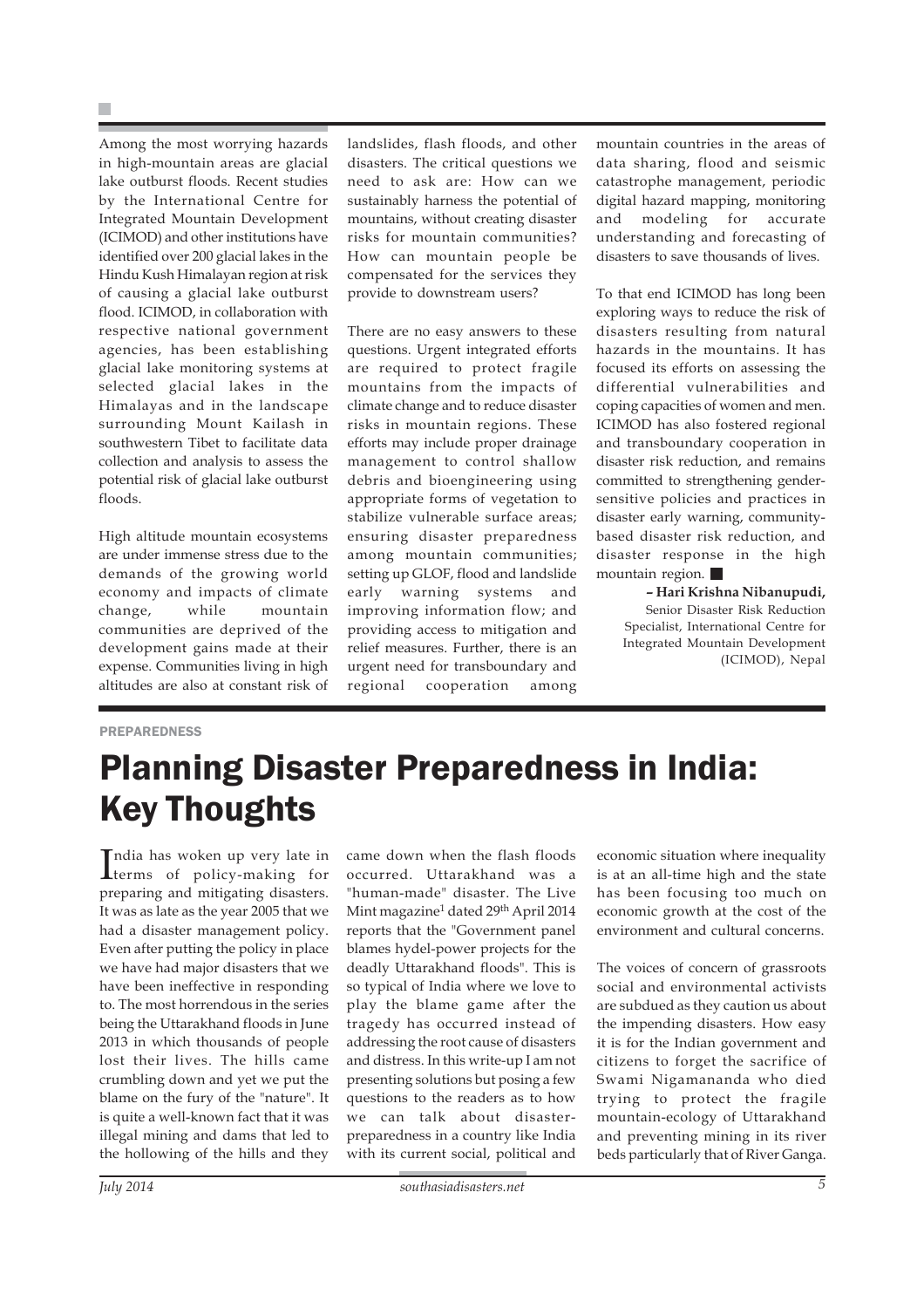Among the most worrying hazards in high-mountain areas are glacial lake outburst floods. Recent studies by the International Centre for Integrated Mountain Development (ICIMOD) and other institutions have identified over 200 glacial lakes in the Hindu Kush Himalayan region at risk of causing a glacial lake outburst flood. ICIMOD, in collaboration with respective national government agencies, has been establishing glacial lake monitoring systems at selected glacial lakes in the Himalayas and in the landscape surrounding Mount Kailash in southwestern Tibet to facilitate data collection and analysis to assess the potential risk of glacial lake outburst floods.

High altitude mountain ecosystems are under immense stress due to the demands of the growing world economy and impacts of climate change, while mountain communities are deprived of the development gains made at their expense. Communities living in high altitudes are also at constant risk of landslides, flash floods, and other disasters. The critical questions we need to ask are: How can we sustainably harness the potential of mountains, without creating disaster risks for mountain communities? How can mountain people be compensated for the services they provide to downstream users?

There are no easy answers to these questions. Urgent integrated efforts are required to protect fragile mountains from the impacts of climate change and to reduce disaster risks in mountain regions. These efforts may include proper drainage management to control shallow debris and bioengineering using appropriate forms of vegetation to stabilize vulnerable surface areas; ensuring disaster preparedness among mountain communities; setting up GLOF, flood and landslide early warning systems and improving information flow; and providing access to mitigation and relief measures. Further, there is an urgent need for transboundary and regional cooperation among mountain countries in the areas of data sharing, flood and seismic catastrophe management, periodic digital hazard mapping, monitoring and modeling for accurate understanding and forecasting of disasters to save thousands of lives.

To that end ICIMOD has long been exploring ways to reduce the risk of disasters resulting from natural hazards in the mountains. It has focused its efforts on assessing the differential vulnerabilities and coping capacities of women and men. ICIMOD has also fostered regional and transboundary cooperation in disaster risk reduction, and remains committed to strengthening gender-sensitive policies and practices in disaster early warning, community-based disaster risk reduction, and disaster response in the high mountain region. ■

**– Hari Krishna Nibanupudi,**
Senior Disaster Risk Reduction Specialist, International Centre for Integrated Mountain Development (ICIMOD), Nepal

PREPAREDNESS

# Planning Disaster Preparedness in India: Key Thoughts

India has woken up very late in terms of policy-making for preparing and mitigating disasters. It was as late as the year 2005 that we had a disaster management policy. Even after putting the policy in place we have had major disasters that we have been ineffective in responding to. The most horrendous in the series being the Uttarakhand floods in June 2013 in which thousands of people lost their lives. The hills came crumbling down and yet we put the blame on the fury of the "nature". It is quite a well-known fact that it was illegal mining and dams that led to the hollowing of the hills and they came down when the flash floods occurred. Uttarakhand was a "human-made" disaster. The Live Mint magazine[1] dated 29th April 2014 reports that the "Government panel blames hydel-power projects for the deadly Uttarakhand floods". This is so typical of India where we love to play the blame game after the tragedy has occurred instead of addressing the root cause of disasters and distress. In this write-up I am not presenting solutions but posing a few questions to the readers as to how we can talk about disaster-preparedness in a country like India with its current social, political and economic situation where inequality is at an all-time high and the state has been focusing too much on economic growth at the cost of the environment and cultural concerns.

The voices of concern of grassroots social and environmental activists are subdued as they caution us about the impending disasters. How easy it is for the Indian government and citizens to forget the sacrifice of Swami Nigamananda who died trying to protect the fragile mountain-ecology of Uttarakhand and preventing mining in its river beds particularly that of River Ganga.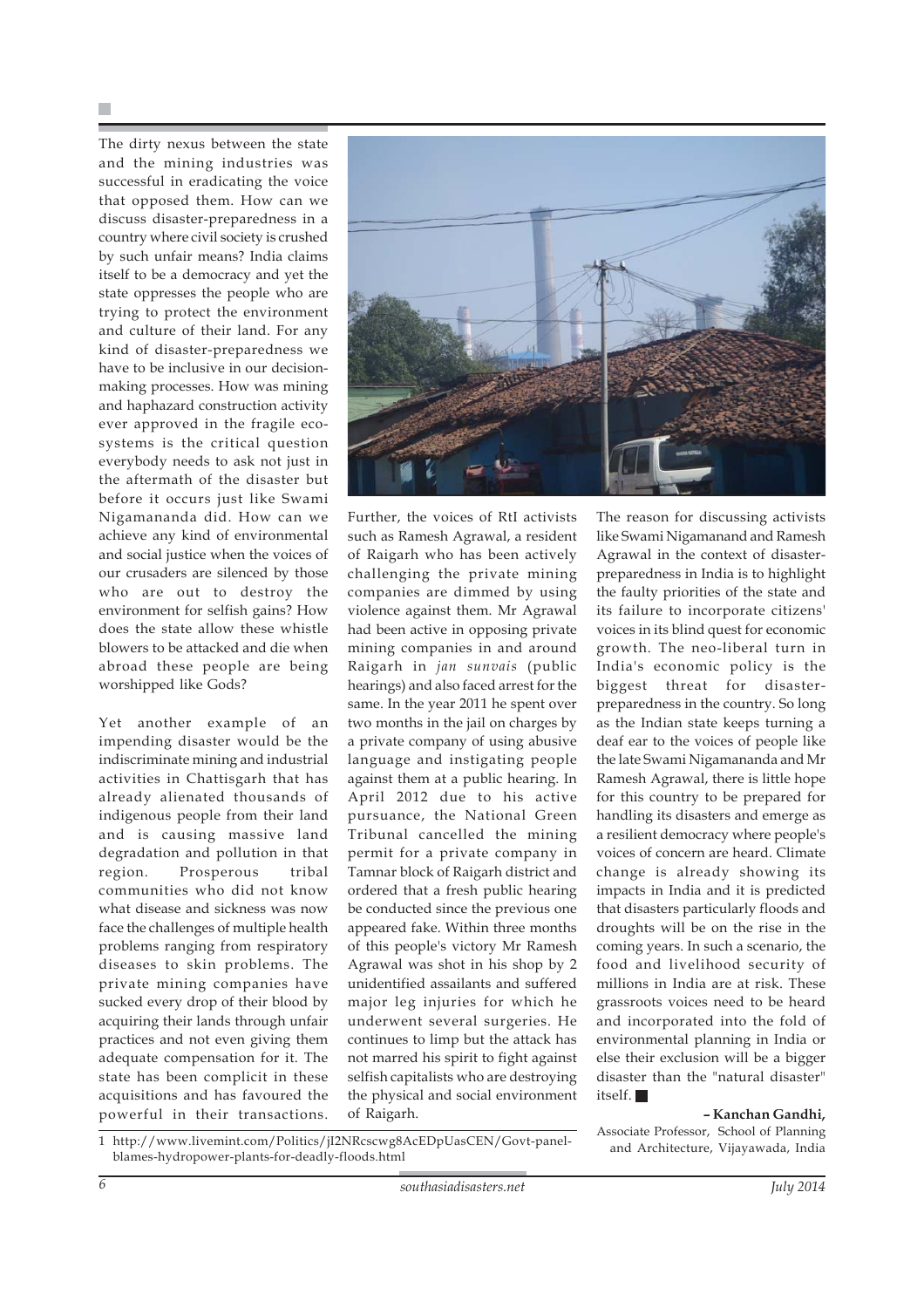The dirty nexus between the state and the mining industries was successful in eradicating the voice that opposed them. How can we discuss disaster-preparedness in a country where civil society is crushed by such unfair means? India claims itself to be a democracy and yet the state oppresses the people who are trying to protect the environment and culture of their land. For any kind of disaster-preparedness we have to be inclusive in our decision-making processes. How was mining and haphazard construction activity ever approved in the fragile eco-systems is the critical question everybody needs to ask not just in the aftermath of the disaster but before it occurs just like Swami Nigamananda did. How can we achieve any kind of environmental and social justice when the voices of our crusaders are silenced by those who are out to destroy the environment for selfish gains? How does the state allow these whistle blowers to be attacked and die when abroad these people are being worshipped like Gods?

Yet another example of an impending disaster would be the indiscriminate mining and industrial activities in Chattisgarh that has already alienated thousands of indigenous people from their land and is causing massive land degradation and pollution in that region. Prosperous tribal communities who did not know what disease and sickness was now face the challenges of multiple health problems ranging from respiratory diseases to skin problems. The private mining companies have sucked every drop of their blood by acquiring their lands through unfair practices and not even giving them adequate compensation for it. The state has been complicit in these acquisitions and has favoured the powerful in their transactions.

Further, the voices of RtI activists such as Ramesh Agrawal, a resident of Raigarh who has been actively challenging the private mining companies are dimmed by using violence against them. Mr Agrawal had been active in opposing private mining companies in and around Raigarh in *jan sunvais* (public hearings) and also faced arrest for the same. In the year 2011 he spent over two months in the jail on charges by a private company of using abusive language and instigating people against them at a public hearing. In April 2012 due to his active pursuance, the National Green Tribunal cancelled the mining permit for a private company in Tamnar block of Raigarh district and ordered that a fresh public hearing be conducted since the previous one appeared fake. Within three months of this people's victory Mr Ramesh Agrawal was shot in his shop by 2 unidentified assailants and suffered major leg injuries for which he underwent several surgeries. He continues to limp but the attack has not marred his spirit to fight against selfish capitalists who are destroying the physical and social environment of Raigarh.

The reason for discussing activists like Swami Nigamanand and Ramesh Agrawal in the context of disaster-preparedness in India is to highlight the faulty priorities of the state and its failure to incorporate citizens' voices in its blind quest for economic growth. The neo-liberal turn in India's economic policy is the biggest threat for disaster-preparedness in the country. So long as the Indian state keeps turning a deaf ear to the voices of people like the late Swami Nigamananda and Mr Ramesh Agrawal, there is little hope for this country to be prepared for handling its disasters and emerge as a resilient democracy where people's voices of concern are heard. Climate change is already showing its impacts in India and it is predicted that disasters particularly floods and droughts will be on the rise in the coming years. In such a scenario, the food and livelihood security of millions in India are at risk. These grassroots voices need to be heard and incorporated into the fold of environmental planning in India or else their exclusion will be a bigger disaster than the "natural disaster" itself. ■

**– Kanchan Gandhi,**
Associate Professor, School of Planning and Architecture, Vijayawada, India

1 http://www.livemint.com/Politics/jI2NRcscwg8AcEDpUasCEN/Govt-panel-blames-hydropower-plants-for-deadly-floods.html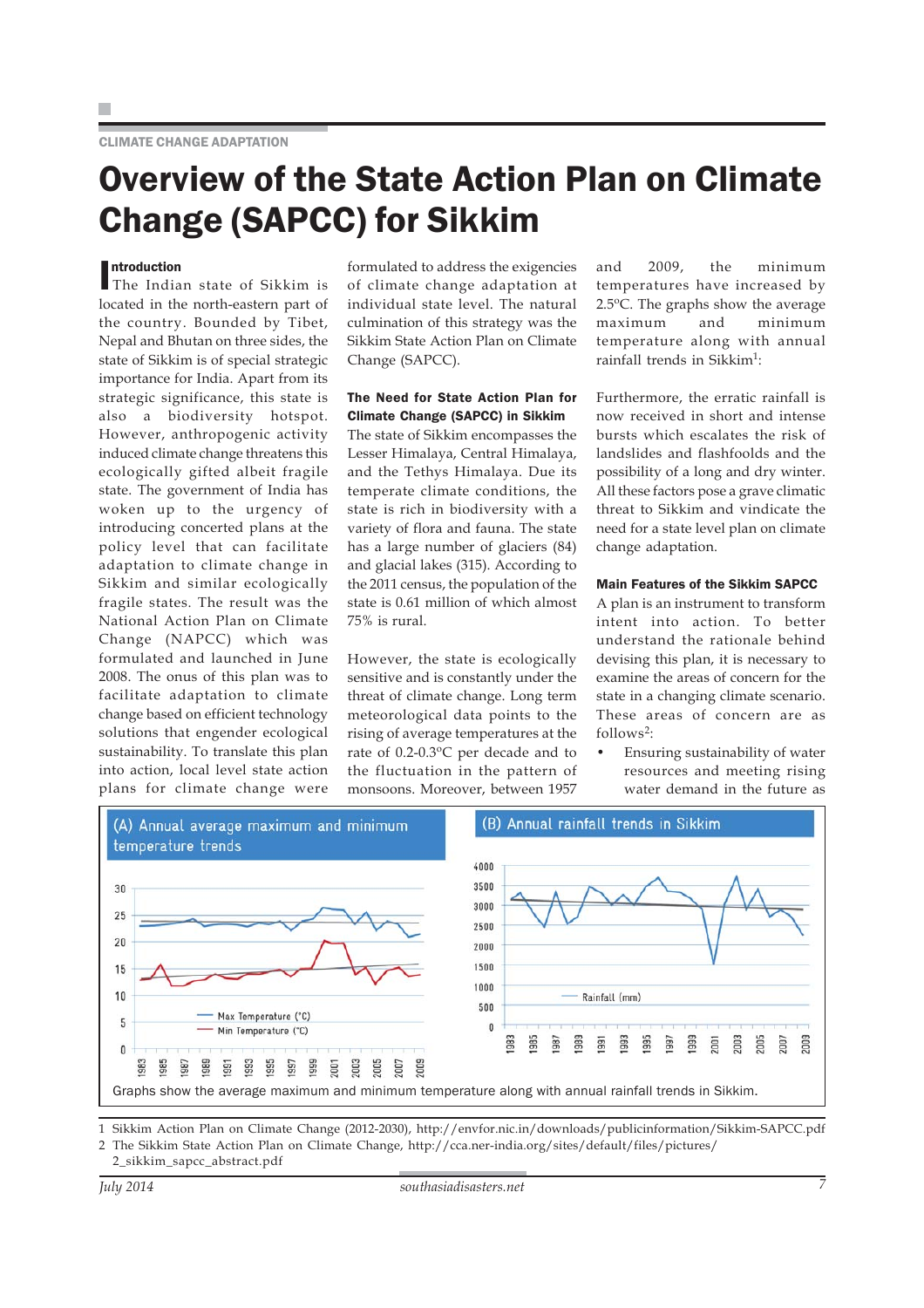CLIMATE CHANGE ADAPTATION

# Overview of the State Action Plan on Climate Change (SAPCC) for Sikkim

## Introduction

The Indian state of Sikkim is located in the north-eastern part of the country. Bounded by Tibet, Nepal and Bhutan on three sides, the state of Sikkim is of special strategic importance for India. Apart from its strategic significance, this state is also a biodiversity hotspot. However, anthropogenic activity induced climate change threatens this ecologically gifted albeit fragile state. The government of India has woken up to the urgency of introducing concerted plans at the policy level that can facilitate adaptation to climate change in Sikkim and similar ecologically fragile states. The result was the National Action Plan on Climate Change (NAPCC) which was formulated and launched in June 2008. The onus of this plan was to facilitate adaptation to climate change based on efficient technology solutions that engender ecological sustainability. To translate this plan into action, local level state action plans for climate change were formulated to address the exigencies of climate change adaptation at individual state level. The natural culmination of this strategy was the Sikkim State Action Plan on Climate Change (SAPCC).

## The Need for State Action Plan for Climate Change (SAPCC) in Sikkim

The state of Sikkim encompasses the Lesser Himalaya, Central Himalaya, and the Tethys Himalaya. Due its temperate climate conditions, the state is rich in biodiversity with a variety of flora and fauna. The state has a large number of glaciers (84) and glacial lakes (315). According to the 2011 census, the population of the state is 0.61 million of which almost 75% is rural.

However, the state is ecologically sensitive and is constantly under the threat of climate change. Long term meteorological data points to the rising of average temperatures at the rate of 0.2-0.3ºC per decade and to the fluctuation in the pattern of monsoons. Moreover, between 1957 and 2009, the minimum temperatures have increased by 2.5ºC. The graphs show the average maximum and minimum temperature along with annual rainfall trends in Sikkim[1]:

Furthermore, the erratic rainfall is now received in short and intense bursts which escalates the risk of landslides and flashfoolds and the possibility of a long and dry winter. All these factors pose a grave climatic threat to Sikkim and vindicate the need for a state level plan on climate change adaptation.

## Main Features of the Sikkim SAPCC

A plan is an instrument to transform intent into action. To better understand the rationale behind devising this plan, it is necessary to examine the areas of concern for the state in a changing climate scenario. These areas of concern are as follows[2]:

- Ensuring sustainability of water resources and meeting rising water demand in the future as

(A) Annual average maximum and minimum temperature trends

30
25
20
15
10
5
0

Max Temperature (°C)
Min Temperature (°C)

1983 1985 1987 1989 1991 1993 1995 1997 1999 2001 2003 2005 2007 2009

(B) Annual rainfall trends in Sikkim

4000
3500
3000
2500
2000
1500
1000
500
0

Rainfall (mm)

1983 1985 1987 1989 1991 1993 1995 1997 1999 2001 2003 2005 2007 2009

Graphs show the average maximum and minimum temperature along with annual rainfall trends in Sikkim.

1 Sikkim Action Plan on Climate Change (2012-2030), http://envfor.nic.in/downloads/publicinformation/Sikkim-SAPCC.pdf
2 The Sikkim State Action Plan on Climate Change, http://cca.ner-india.org/sites/default/files/pictures/2_sikkim_sapcc_abstract.pdf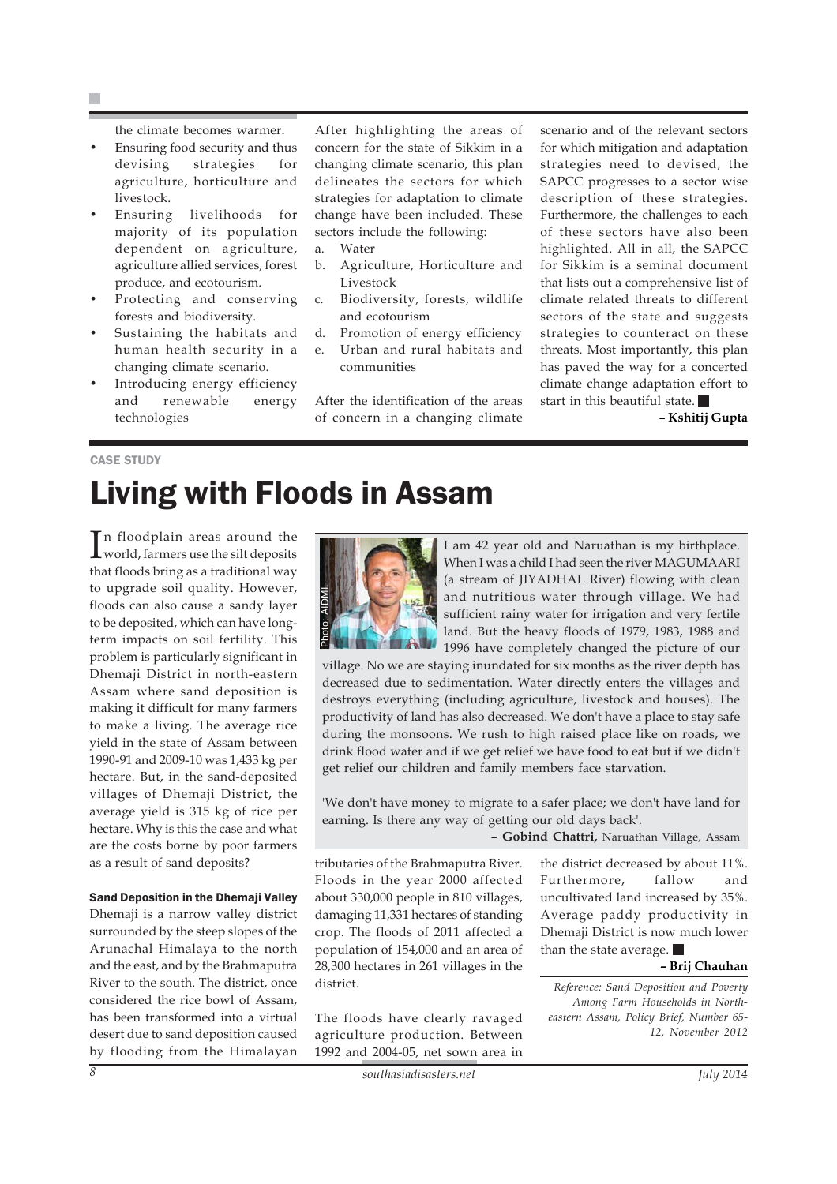the climate becomes warmer.

- Ensuring food security and thus devising strategies for agriculture, horticulture and livestock.
- Ensuring livelihoods for majority of its population dependent on agriculture, agriculture allied services, forest produce, and ecotourism.
- Protecting and conserving forests and biodiversity.
- Sustaining the habitats and human health security in a changing climate scenario.
- Introducing energy efficiency and renewable energy technologies

After highlighting the areas of concern for the state of Sikkim in a changing climate scenario, this plan delineates the sectors for which strategies for adaptation to climate change have been included. These sectors include the following:

a. Water
b. Agriculture, Horticulture and Livestock
c. Biodiversity, forests, wildlife and ecotourism
d. Promotion of energy efficiency
e. Urban and rural habitats and communities

After the identification of the areas of concern in a changing climate scenario and of the relevant sectors for which mitigation and adaptation strategies need to devised, the SAPCC progresses to a sector wise description of these strategies. Furthermore, the challenges to each of these sectors have also been highlighted. All in all, the SAPCC for Sikkim is a seminal document that lists out a comprehensive list of climate related threats to different sectors of the state and suggests strategies to counteract on these threats. Most importantly, this plan has paved the way for a concerted climate change adaptation effort to start in this beautiful state. ■

**– Kshitij Gupta**

CASE STUDY

# Living with Floods in Assam

In floodplain areas around the world, farmers use the silt deposits that floods bring as a traditional way to upgrade soil quality. However, floods can also cause a sandy layer to be deposited, which can have long-term impacts on soil fertility. This problem is particularly significant in Dhemaji District in north-eastern Assam where sand deposition is making it difficult for many farmers to make a living. The average rice yield in the state of Assam between 1990-91 and 2009-10 was 1,433 kg per hectare. But, in the sand-deposited villages of Dhemaji District, the average yield is 315 kg of rice per hectare. Why is this the case and what are the costs borne by poor farmers as a result of sand deposits?

Photo: AIDMI.

I am 42 year old and Naruathan is my birthplace. When I was a child I had seen the river MAGUMAARI (a stream of JIYADHAL River) flowing with clean and nutritious water through village. We had sufficient rainy water for irrigation and very fertile land. But the heavy floods of 1979, 1983, 1988 and 1996 have completely changed the picture of our village. No we are staying inundated for six months as the river depth has decreased due to sedimentation. Water directly enters the villages and destroys everything (including agriculture, livestock and houses). The productivity of land has also decreased. We don't have a place to stay safe during the monsoons. We rush to high raised place like on roads, we drink flood water and if we get relief we have food to eat but if we didn't get relief our children and family members face starvation.

'We don't have money to migrate to a safer place; we don't have land for earning. Is there any way of getting our old days back'.

**– Gobind Chattri,** Naruathan Village, Assam

### Sand Deposition in the Dhemaji Valley

Dhemaji is a narrow valley district surrounded by the steep slopes of the Arunachal Himalaya to the north and the east, and by the Brahmaputra River to the south. The district, once considered the rice bowl of Assam, has been transformed into a virtual desert due to sand deposition caused by flooding from the Himalayan tributaries of the Brahmaputra River. Floods in the year 2000 affected about 330,000 people in 810 villages, damaging 11,331 hectares of standing crop. The floods of 2011 affected a population of 154,000 and an area of 28,300 hectares in 261 villages in the district.

The floods have clearly ravaged agriculture production. Between 1992 and 2004-05, net sown area in the district decreased by about 11%. Furthermore, fallow and uncultivated land increased by 35%. Average paddy productivity in Dhemaji District is now much lower than the state average. ■

**– Brij Chauhan**

*Reference: Sand Deposition and Poverty Among Farm Households in North-eastern Assam, Policy Brief, Number 65-12, November 2012*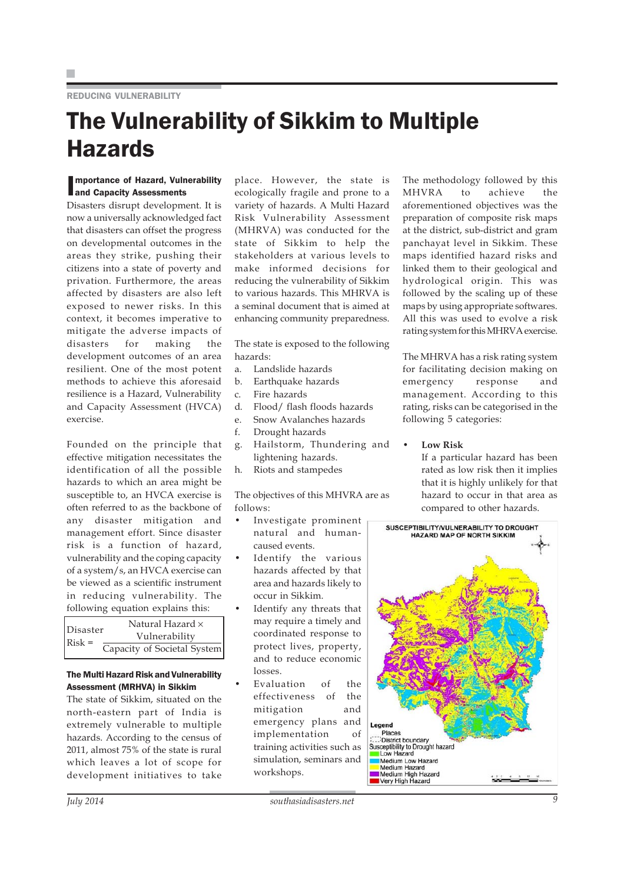REDUCING VULNERABILITY

# The Vulnerability of Sikkim to Multiple Hazards

### Importance of Hazard, Vulnerability and Capacity Assessments

Disasters disrupt development. It is now a universally acknowledged fact that disasters can offset the progress on developmental outcomes in the areas they strike, pushing their citizens into a state of poverty and privation. Furthermore, the areas affected by disasters are also left exposed to newer risks. In this context, it becomes imperative to mitigate the adverse impacts of disasters for making the development outcomes of an area resilient. One of the most potent methods to achieve this aforesaid resilience is a Hazard, Vulnerability and Capacity Assessment (HVCA) exercise.

Founded on the principle that effective mitigation necessitates the identification of all the possible hazards to which an area might be susceptible to, an HVCA exercise is often referred to as the backbone of any disaster mitigation and management effort. Since disaster risk is a function of hazard, vulnerability and the coping capacity of a system/s, an HVCA exercise can be viewed as a scientific instrument in reducing vulnerability. The following equation explains this:

$$\text{Disaster Risk} = \frac{\text{Natural Hazard} \times \text{Vulnerability}}{\text{Capacity of Societal System}}$$

### The Multi Hazard Risk and Vulnerability Assessment (MRHVA) in Sikkim

The state of Sikkim, situated on the north-eastern part of India is extremely vulnerable to multiple hazards. According to the census of 2011, almost 75% of the state is rural which leaves a lot of scope for development initiatives to take place. However, the state is ecologically fragile and prone to a variety of hazards. A Multi Hazard Risk Vulnerability Assessment (MHRVA) was conducted for the state of Sikkim to help the stakeholders at various levels to make informed decisions for reducing the vulnerability of Sikkim to various hazards. This MHRVA is a seminal document that is aimed at enhancing community preparedness.

The state is exposed to the following hazards:

a. Landslide hazards
b. Earthquake hazards
c. Fire hazards
d. Flood/ flash floods hazards
e. Snow Avalanches hazards
f. Drought hazards
g. Hailstorm, Thundering and lightening hazards.
h. Riots and stampedes

The objectives of this MHVRA are as follows:

- Investigate prominent natural and human-caused events.
- Identify the various hazards affected by that area and hazards likely to occur in Sikkim.
- Identify any threats that may require a timely and coordinated response to protect lives, property, and to reduce economic losses.
- Evaluation of the effectiveness of the mitigation and emergency plans and implementation of training activities such as simulation, seminars and workshops.

The methodology followed by this MHVRA to achieve the aforementioned objectives was the preparation of composite risk maps at the district, sub-district and gram panchayat level in Sikkim. These maps identified hazard risks and linked them to their geological and hydrological origin. This was followed by the scaling up of these maps by using appropriate softwares. All this was used to evolve a risk rating system for this MHRVA exercise.

The MHRVA has a risk rating system for facilitating decision making on emergency response and management. According to this rating, risks can be categorised in the following 5 categories:

- **Low Risk**
  If a particular hazard has been rated as low risk then it implies that it is highly unlikely for that hazard to occur in that area as compared to other hazards.

SUSCEPTIBILITY/VULNERABILITY TO DROUGHT HAZARD MAP OF NORTH SIKKIM

Legend
Places
District boundary
Susceptibility to Drought hazard
Low Hazard
Medium Low Hazard
Medium Hazard
Medium High Hazard
Very High Hazard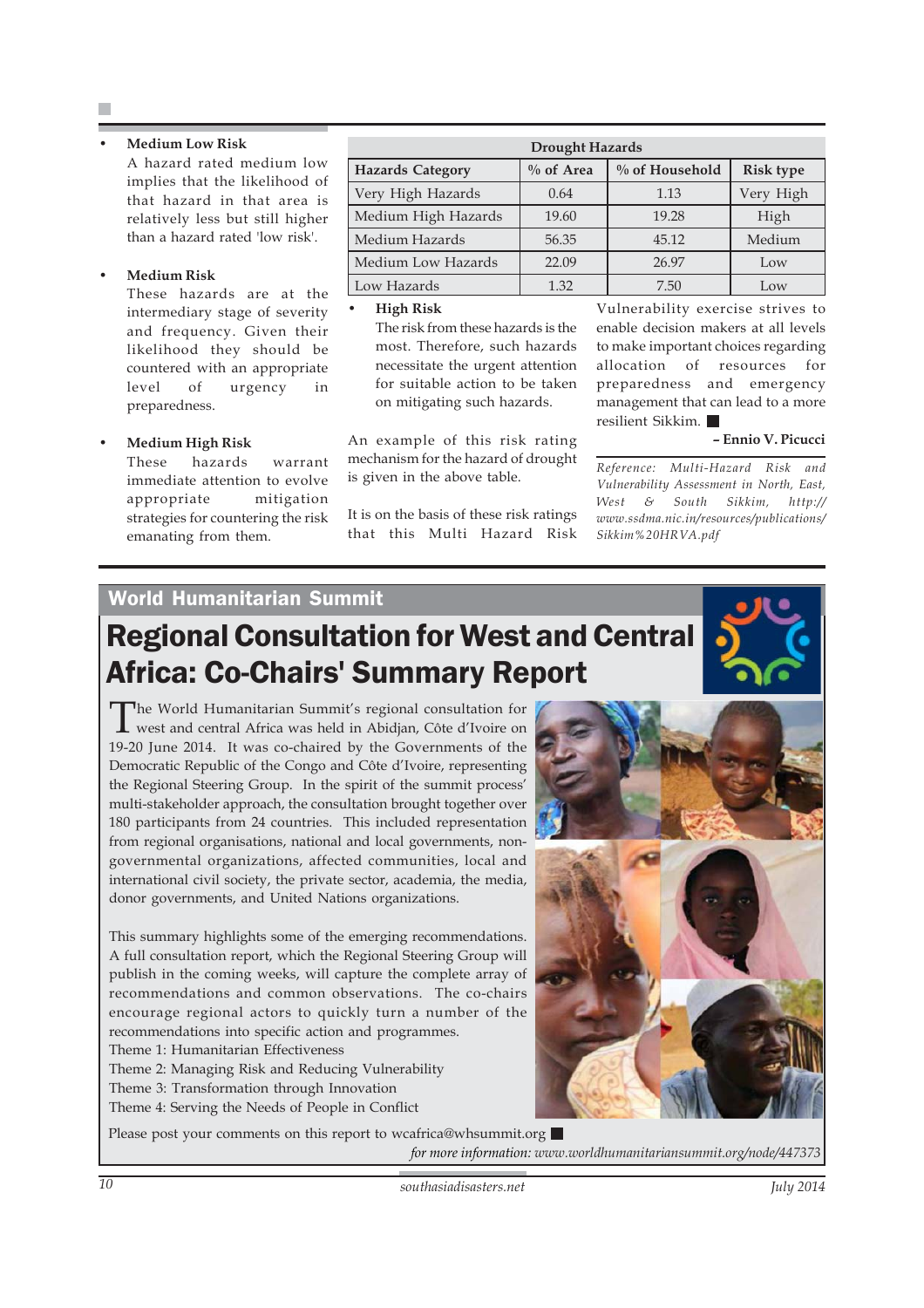- **Medium Low Risk**
  A hazard rated medium low implies that the likelihood of that hazard in that area is relatively less but still higher than a hazard rated 'low risk'.

- **Medium Risk**
  These hazards are at the intermediary stage of severity and frequency. Given their likelihood they should be countered with an appropriate level of urgency in preparedness.

- **Medium High Risk**
  These hazards warrant immediate attention to evolve appropriate mitigation strategies for countering the risk emanating from them.

| Drought Hazards | | | |
|---|---|---|---|
| **Hazards Category** | **% of Area** | **% of Household** | **Risk type** |
| Very High Hazards | 0.64 | 1.13 | Very High |
| Medium High Hazards | 19.60 | 19.28 | High |
| Medium Hazards | 56.35 | 45.12 | Medium |
| Medium Low Hazards | 22.09 | 26.97 | Low |
| Low Hazards | 1.32 | 7.50 | Low |

- **High Risk**
  The risk from these hazards is the most. Therefore, such hazards necessitate the urgent attention for suitable action to be taken on mitigating such hazards.

An example of this risk rating mechanism for the hazard of drought is given in the above table.

It is on the basis of these risk ratings that this Multi Hazard Risk Vulnerability exercise strives to enable decision makers at all levels to make important choices regarding allocation of resources for preparedness and emergency management that can lead to a more resilient Sikkim. ■

**– Ennio V. Picucci**

*Reference: Multi-Hazard Risk and Vulnerability Assessment in North, East, West & South Sikkim, http://www.ssdma.nic.in/resources/publications/Sikkim%20HRVA.pdf*

## World Humanitarian Summit

# Regional Consultation for West and Central Africa: Co-Chairs' Summary Report

The World Humanitarian Summit's regional consultation for west and central Africa was held in Abidjan, Côte d'Ivoire on 19-20 June 2014. It was co-chaired by the Governments of the Democratic Republic of the Congo and Côte d'Ivoire, representing the Regional Steering Group. In the spirit of the summit process' multi-stakeholder approach, the consultation brought together over 180 participants from 24 countries. This included representation from regional organisations, national and local governments, non-governmental organizations, affected communities, local and international civil society, the private sector, academia, the media, donor governments, and United Nations organizations.

This summary highlights some of the emerging recommendations. A full consultation report, which the Regional Steering Group will publish in the coming weeks, will capture the complete array of recommendations and common observations. The co-chairs encourage regional actors to quickly turn a number of the recommendations into specific action and programmes.

Theme 1: Humanitarian Effectiveness
Theme 2: Managing Risk and Reducing Vulnerability
Theme 3: Transformation through Innovation
Theme 4: Serving the Needs of People in Conflict

Please post your comments on this report to wcafrica@whsummit.org ■

*for more information: www.worldhumanitariansummit.org/node/447373*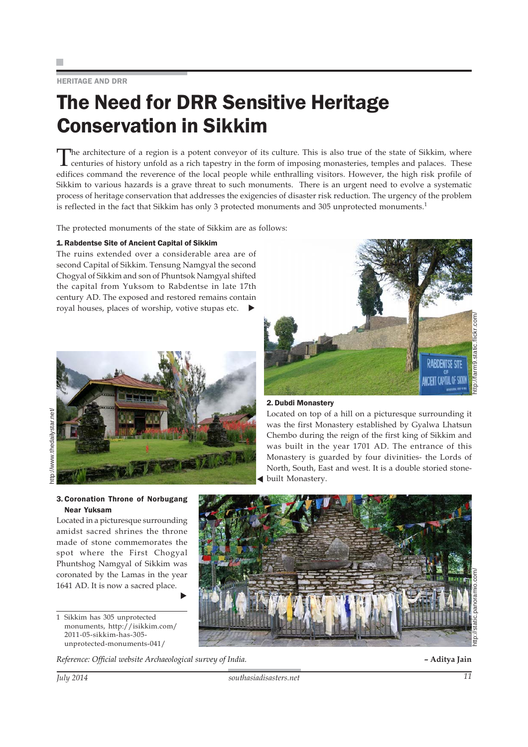HERITAGE AND DRR

# The Need for DRR Sensitive Heritage Conservation in Sikkim

The architecture of a region is a potent conveyor of its culture. This is also true of the state of Sikkim, where centuries of history unfold as a rich tapestry in the form of imposing monasteries, temples and palaces. These edifices command the reverence of the local people while enthralling visitors. However, the high risk profile of Sikkim to various hazards is a grave threat to such monuments. There is an urgent need to evolve a systematic process of heritage conservation that addresses the exigencies of disaster risk reduction. The urgency of the problem is reflected in the fact that Sikkim has only 3 protected monuments and 305 unprotected monuments.[1]

The protected monuments of the state of Sikkim are as follows:

**1. Rabdentse Site of Ancient Capital of Sikkim**

The ruins extended over a considerable area are of second Capital of Sikkim. Tensung Namgyal the second Chogyal of Sikkim and son of Phuntsok Namgyal shifted the capital from Yuksom to Rabdentse in late 17th century AD. The exposed and restored remains contain royal houses, places of worship, votive stupas etc.

http://farm9.static.flickr.com/

http://www.thedailystar.net/

**2. Dubdi Monastery**

Located on top of a hill on a picturesque surrounding it was the first Monastery established by Gyalwa Lhatsun Chembo during the reign of the first king of Sikkim and was built in the year 1701 AD. The entrance of this Monastery is guarded by four divinities- the Lords of North, South, East and west. It is a double storied stone-built Monastery.

**3. Coronation Throne of Norbugang Near Yuksam**

Located in a picturesque surrounding amidst sacred shrines the throne made of stone commemorates the spot where the First Chogyal Phuntshog Namgyal of Sikkim was coronated by the Lamas in the year 1641 AD. It is now a sacred place.

http://static.panoramio.com/

1 Sikkim has 305 unprotected monuments, http://isikkim.com/2011-05-sikkim-has-305-unprotected-monuments-041/

*Reference: Official website Archaeological survey of India.*

**– Aditya Jain**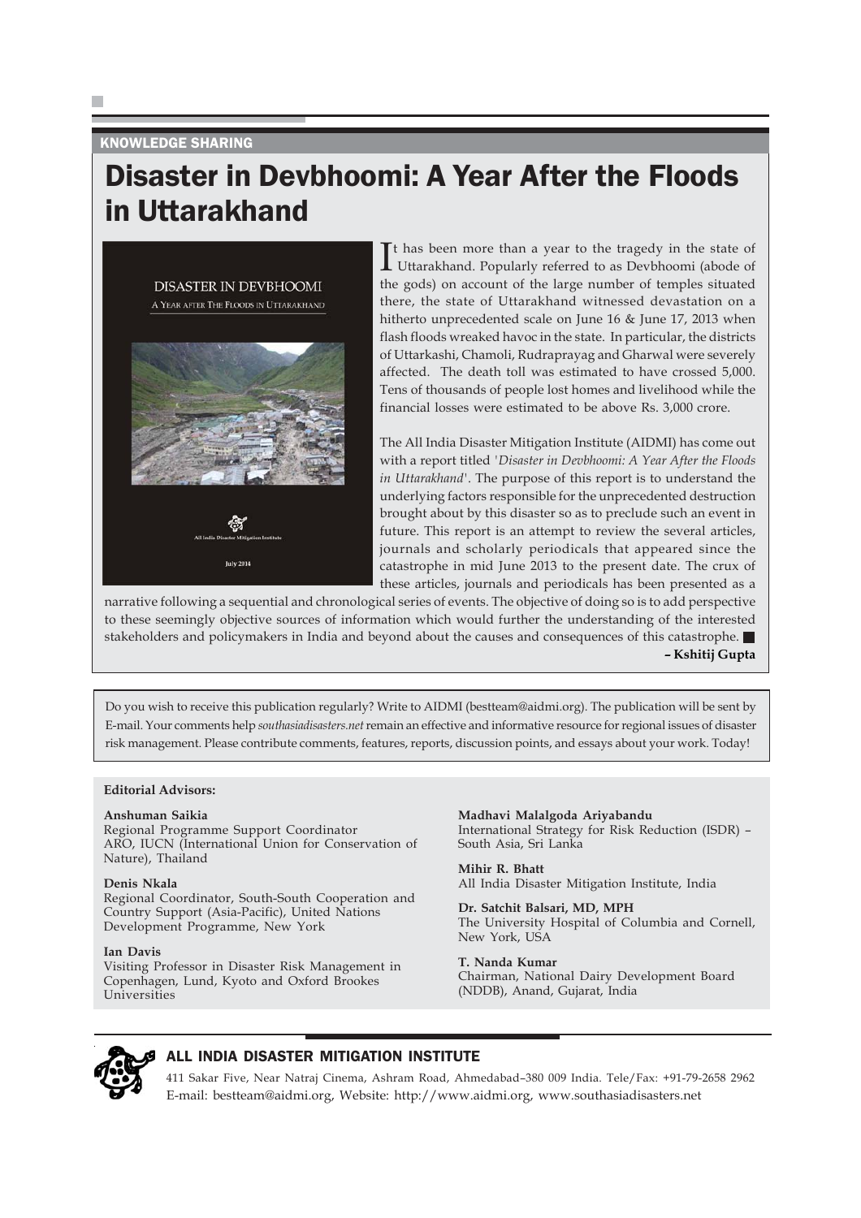KNOWLEDGE SHARING

# Disaster in Devbhoomi: A Year After the Floods in Uttarakhand

It has been more than a year to the tragedy in the state of Uttarakhand. Popularly referred to as Devbhoomi (abode of the gods) on account of the large number of temples situated there, the state of Uttarakhand witnessed devastation on a hitherto unprecedented scale on June 16 & June 17, 2013 when flash floods wreaked havoc in the state. In particular, the districts of Uttarkashi, Chamoli, Rudraprayag and Gharwal were severely affected. The death toll was estimated to have crossed 5,000. Tens of thousands of people lost homes and livelihood while the financial losses were estimated to be above Rs. 3,000 crore.

The All India Disaster Mitigation Institute (AIDMI) has come out with a report titled '*Disaster in Devbhoomi: A Year After the Floods in Uttarakhand*'. The purpose of this report is to understand the underlying factors responsible for the unprecedented destruction brought about by this disaster so as to preclude such an event in future. This report is an attempt to review the several articles, journals and scholarly periodicals that appeared since the catastrophe in mid June 2013 to the present date. The crux of these articles, journals and periodicals has been presented as a narrative following a sequential and chronological series of events. The objective of doing so is to add perspective to these seemingly objective sources of information which would further the understanding of the interested stakeholders and policymakers in India and beyond about the causes and consequences of this catastrophe.

**– Kshitij Gupta**

Do you wish to receive this publication regularly? Write to AIDMI (bestteam@aidmi.org). The publication will be sent by E-mail. Your comments help *southasiadisasters.net* remain an effective and informative resource for regional issues of disaster risk management. Please contribute comments, features, reports, discussion points, and essays about your work. Today!

**Editorial Advisors:**

**Anshuman Saikia**
Regional Programme Support Coordinator
ARO, IUCN (International Union for Conservation of Nature), Thailand

**Denis Nkala**
Regional Coordinator, South-South Cooperation and Country Support (Asia-Pacific), United Nations Development Programme, New York

**Ian Davis**
Visiting Professor in Disaster Risk Management in Copenhagen, Lund, Kyoto and Oxford Brookes Universities

**Madhavi Malalgoda Ariyabandu**
International Strategy for Risk Reduction (ISDR) – South Asia, Sri Lanka

**Mihir R. Bhatt**
All India Disaster Mitigation Institute, India

**Dr. Satchit Balsari, MD, MPH**
The University Hospital of Columbia and Cornell, New York, USA

**T. Nanda Kumar**
Chairman, National Dairy Development Board (NDDB), Anand, Gujarat, India

**ALL INDIA DISASTER MITIGATION INSTITUTE**

411 Sakar Five, Near Natraj Cinema, Ashram Road, Ahmedabad–380 009 India. Tele/Fax: +91-79-2658 2962
E-mail: bestteam@aidmi.org, Website: http://www.aidmi.org, www.southasiadisasters.net